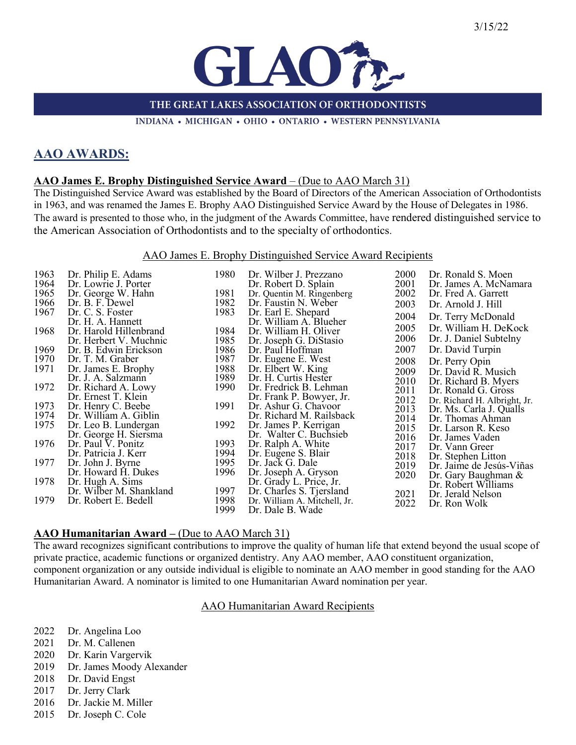3/15/22

# GLAO

THE GREAT LAKES ASSOCIATION OF ORTHODONTISTS

INDIANA • MICHIGAN • OHIO • ONTARIO • WESTERN PENNSYLVANIA

## AAO AWARDS:

**AAO James E. Brophy Distinguished Service Award** – (Due to AAO March 31)

The Distinguished Service Award was established by the Board of Directors of the American Association of Orthodontists in 1963, and was renamed the James E. Brophy AAO Distinguished Service Award by the House of Delegates in 1986. The award is presented to those who, in the judgment of the Awards Committee, have rendered distinguished service to the American Association of Orthodontists and to the specialty of orthodontics.

AAO James E. Brophy Distinguished Service Award Recipients

| Year | Recipient |
|---|---|
| 1963 | Dr. Philip E. Adams |
| 1964 | Dr. Lowrie J. Porter |
| 1965 | Dr. George W. Hahn |
| 1966 | Dr. B. F. Dewel |
| 1967 | Dr. C. S. Foster |
| | Dr. H. A. Hannett |
| 1968 | Dr. Harold Hillenbrand |
| | Dr. Herbert V. Muchnic |
| 1969 | Dr. B. Edwin Erickson |
| 1970 | Dr. T. M. Graber |
| 1971 | Dr. James E. Brophy |
| | Dr. J. A. Salzmann |
| 1972 | Dr. Richard A. Lowy |
| | Dr. Ernest T. Klein |
| 1973 | Dr. Henry C. Beebe |
| 1974 | Dr. William A. Giblin |
| 1975 | Dr. Leo B. Lundergan |
| | Dr. George H. Siersma |
| 1976 | Dr. Paul V. Ponitz |
| | Dr. Patricia J. Kerr |
| 1977 | Dr. John J. Byrne |
| | Dr. Howard H. Dukes |
| 1978 | Dr. Hugh A. Sims |
| | Dr. Wilber M. Shankland |
| 1979 | Dr. Robert E. Bedell |
| 1980 | Dr. Wilber J. Prezzano |
| | Dr. Robert D. Splain |
| 1981 | Dr. Quentin M. Ringenberg |
| 1982 | Dr. Faustin N. Weber |
| 1983 | Dr. Earl E. Shepard |
| | Dr. William A. Blueher |
| 1984 | Dr. William H. Oliver |
| 1985 | Dr. Joseph G. DiStasio |
| 1986 | Dr. Paul Hoffman |
| 1987 | Dr. Eugene E. West |
| 1988 | Dr. Elbert W. King |
| 1989 | Dr. H. Curtis Hester |
| 1990 | Dr. Fredrick B. Lehman |
| | Dr. Frank P. Bowyer, Jr. |
| 1991 | Dr. Ashur G. Chavoor |
| | Dr. Richard M. Railsback |
| 1992 | Dr. James P. Kerrigan |
| | Dr. Walter C. Buchsieb |
| 1993 | Dr. Ralph A. White |
| 1994 | Dr. Eugene S. Blair |
| 1995 | Dr. Jack G. Dale |
| 1996 | Dr. Joseph A. Gryson |
| | Dr. Grady L. Price, Jr. |
| 1997 | Dr. Charles S. Tjersland |
| 1998 | Dr. William A. Mitchell, Jr. |
| 1999 | Dr. Dale B. Wade |
| 2000 | Dr. Ronald S. Moen |
| 2001 | Dr. James A. McNamara |
| 2002 | Dr. Fred A. Garrett |
| 2003 | Dr. Arnold J. Hill |
| 2004 | Dr. Terry McDonald |
| 2005 | Dr. William H. DeKock |
| 2006 | Dr. J. Daniel Subtelny |
| 2007 | Dr. David Turpin |
| 2008 | Dr. Perry Opin |
| 2009 | Dr. David R. Musich |
| 2010 | Dr. Richard B. Myers |
| 2011 | Dr. Ronald G. Gross |
| 2012 | Dr. Richard H. Albright, Jr. |
| 2013 | Dr. Ms. Carla J. Qualls |
| 2014 | Dr. Thomas Ahman |
| 2015 | Dr. Larson R. Keso |
| 2016 | Dr. James Vaden |
| 2017 | Dr. Vann Greer |
| 2018 | Dr. Stephen Litton |
| 2019 | Dr. Jaime de Jesús-Viñas |
| 2020 | Dr. Gary Baughman & |
| | Dr. Robert Williams |
| 2021 | Dr. Jerald Nelson |
| 2022 | Dr. Ron Wolk |

**AAO Humanitarian Award** – (Due to AAO March 31)

The award recognizes significant contributions to improve the quality of human life that extend beyond the usual scope of private practice, academic functions or organized dentistry. Any AAO member, AAO constituent organization, component organization or any outside individual is eligible to nominate an AAO member in good standing for the AAO Humanitarian Award. A nominator is limited to one Humanitarian Award nomination per year.

AAO Humanitarian Award Recipients

| Year | Recipient |
|---|---|
| 2022 | Dr. Angelina Loo |
| 2021 | Dr. M. Callenen |
| 2020 | Dr. Karin Vargervik |
| 2019 | Dr. James Moody Alexander |
| 2018 | Dr. David Engst |
| 2017 | Dr. Jerry Clark |
| 2016 | Dr. Jackie M. Miller |
| 2015 | Dr. Joseph C. Cole |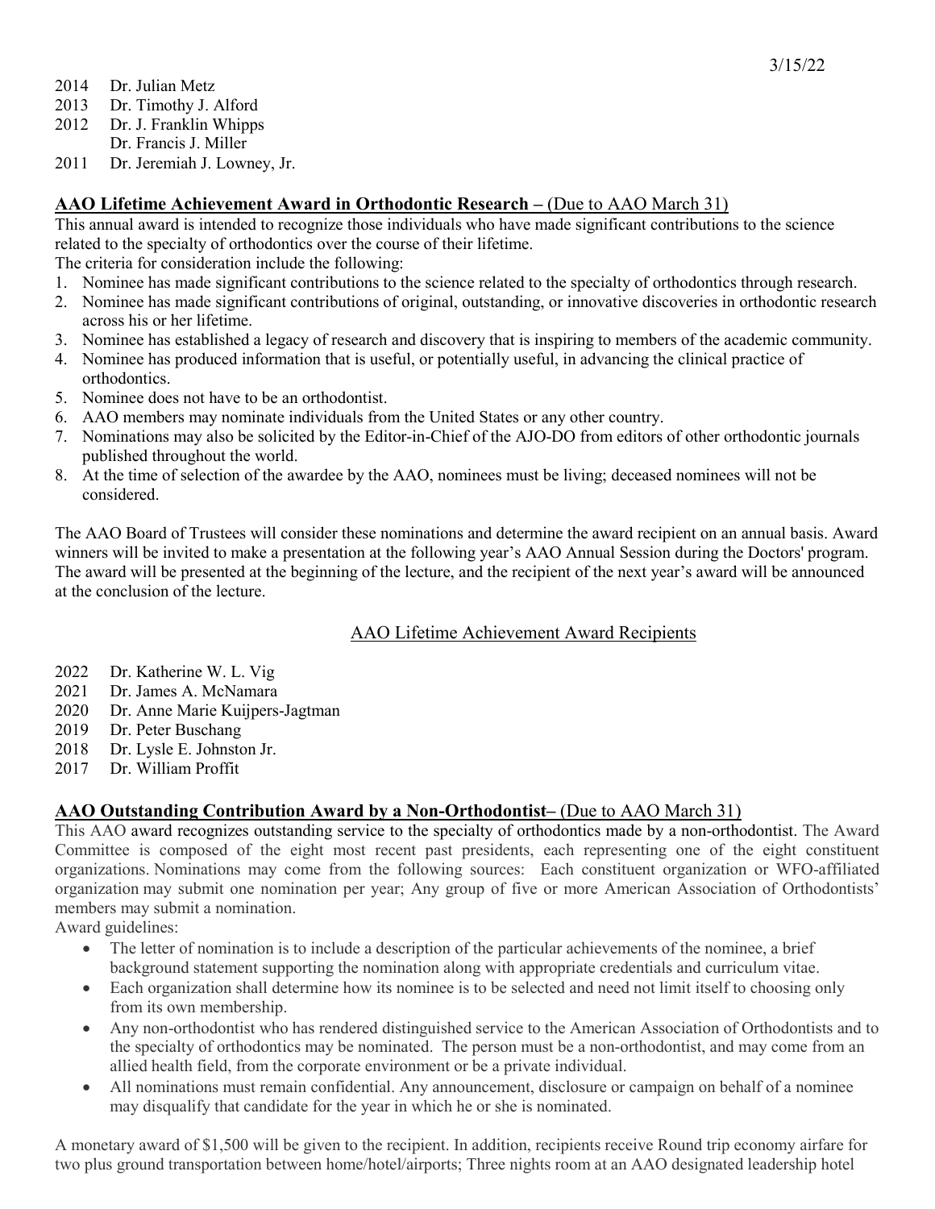2014 Dr. Julian Metz
2013 Dr. Timothy J. Alford
2012 Dr. J. Franklin Whipps
Dr. Francis J. Miller
2011 Dr. Jeremiah J. Lowney, Jr.

## AAO Lifetime Achievement Award in Orthodontic Research – (Due to AAO March 31)

This annual award is intended to recognize those individuals who have made significant contributions to the science related to the specialty of orthodontics over the course of their lifetime.

The criteria for consideration include the following:

1. Nominee has made significant contributions to the science related to the specialty of orthodontics through research.
2. Nominee has made significant contributions of original, outstanding, or innovative discoveries in orthodontic research across his or her lifetime.
3. Nominee has established a legacy of research and discovery that is inspiring to members of the academic community.
4. Nominee has produced information that is useful, or potentially useful, in advancing the clinical practice of orthodontics.
5. Nominee does not have to be an orthodontist.
6. AAO members may nominate individuals from the United States or any other country.
7. Nominations may also be solicited by the Editor-in-Chief of the AJO-DO from editors of other orthodontic journals published throughout the world.
8. At the time of selection of the awardee by the AAO, nominees must be living; deceased nominees will not be considered.

The AAO Board of Trustees will consider these nominations and determine the award recipient on an annual basis. Award winners will be invited to make a presentation at the following year's AAO Annual Session during the Doctors' program. The award will be presented at the beginning of the lecture, and the recipient of the next year's award will be announced at the conclusion of the lecture.

### AAO Lifetime Achievement Award Recipients

2022 Dr. Katherine W. L. Vig
2021 Dr. James A. McNamara
2020 Dr. Anne Marie Kuijpers-Jagtman
2019 Dr. Peter Buschang
2018 Dr. Lysle E. Johnston Jr.
2017 Dr. William Proffit

## AAO Outstanding Contribution Award by a Non-Orthodontist– (Due to AAO March 31)

This AAO award recognizes outstanding service to the specialty of orthodontics made by a non-orthodontist. The Award Committee is composed of the eight most recent past presidents, each representing one of the eight constituent organizations. Nominations may come from the following sources: Each constituent organization or WFO-affiliated organization may submit one nomination per year; Any group of five or more American Association of Orthodontists' members may submit a nomination.

Award guidelines:

- The letter of nomination is to include a description of the particular achievements of the nominee, a brief background statement supporting the nomination along with appropriate credentials and curriculum vitae.
- Each organization shall determine how its nominee is to be selected and need not limit itself to choosing only from its own membership.
- Any non-orthodontist who has rendered distinguished service to the American Association of Orthodontists and to the specialty of orthodontics may be nominated. The person must be a non-orthodontist, and may come from an allied health field, from the corporate environment or be a private individual.
- All nominations must remain confidential. Any announcement, disclosure or campaign on behalf of a nominee may disqualify that candidate for the year in which he or she is nominated.

A monetary award of $1,500 will be given to the recipient. In addition, recipients receive Round trip economy airfare for two plus ground transportation between home/hotel/airports; Three nights room at an AAO designated leadership hotel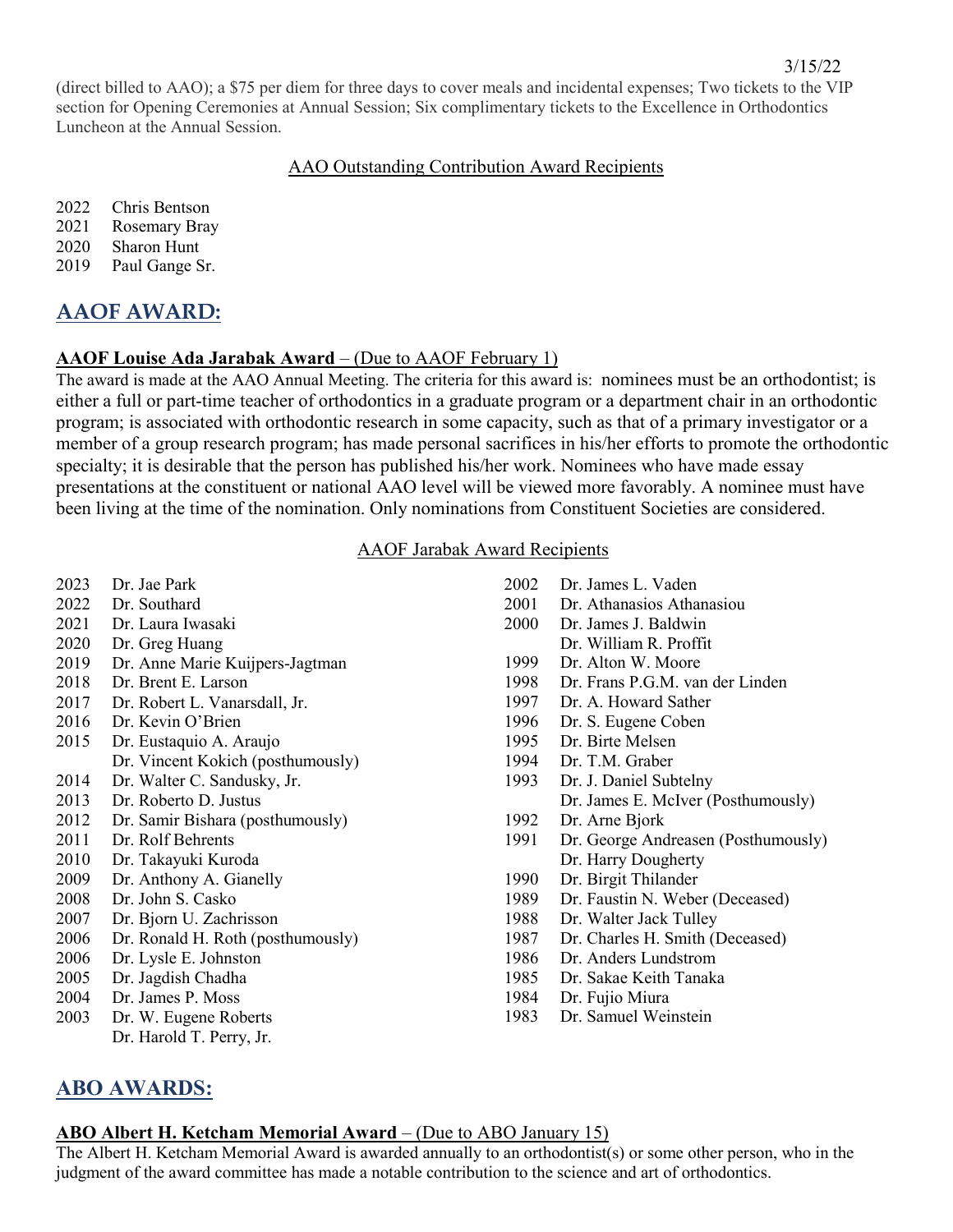(direct billed to AAO); a $75 per diem for three days to cover meals and incidental expenses; Two tickets to the VIP section for Opening Ceremonies at Annual Session; Six complimentary tickets to the Excellence in Orthodontics Luncheon at the Annual Session.

AAO Outstanding Contribution Award Recipients

2022 Chris Bentson
2021 Rosemary Bray
2020 Sharon Hunt
2019 Paul Gange Sr.

## AAOF AWARD:

**AAOF Louise Ada Jarabak Award** – (Due to AAOF February 1)

The award is made at the AAO Annual Meeting. The criteria for this award is: nominees must be an orthodontist; is either a full or part-time teacher of orthodontics in a graduate program or a department chair in an orthodontic program; is associated with orthodontic research in some capacity, such as that of a primary investigator or a member of a group research program; has made personal sacrifices in his/her efforts to promote the orthodontic specialty; it is desirable that the person has published his/her work. Nominees who have made essay presentations at the constituent or national AAO level will be viewed more favorably. A nominee must have been living at the time of the nomination. Only nominations from Constituent Societies are considered.

AAOF Jarabak Award Recipients

2023 Dr. Jae Park
2022 Dr. Southard
2021 Dr. Laura Iwasaki
2020 Dr. Greg Huang
2019 Dr. Anne Marie Kuijpers-Jagtman
2018 Dr. Brent E. Larson
2017 Dr. Robert L. Vanarsdall, Jr.
2016 Dr. Kevin O'Brien
2015 Dr. Eustaquio A. Araujo
Dr. Vincent Kokich (posthumously)
2014 Dr. Walter C. Sandusky, Jr.
2013 Dr. Roberto D. Justus
2012 Dr. Samir Bishara (posthumously)
2011 Dr. Rolf Behrents
2010 Dr. Takayuki Kuroda
2009 Dr. Anthony A. Gianelly
2008 Dr. John S. Casko
2007 Dr. Bjorn U. Zachrisson
2006 Dr. Ronald H. Roth (posthumously)
2006 Dr. Lysle E. Johnston
2005 Dr. Jagdish Chadha
2004 Dr. James P. Moss
2003 Dr. W. Eugene Roberts
Dr. Harold T. Perry, Jr.
2002 Dr. James L. Vaden
2001 Dr. Athanasios Athanasiou
2000 Dr. James J. Baldwin
Dr. William R. Proffit
1999 Dr. Alton W. Moore
1998 Dr. Frans P.G.M. van der Linden
1997 Dr. A. Howard Sather
1996 Dr. S. Eugene Coben
1995 Dr. Birte Melsen
1994 Dr. T.M. Graber
1993 Dr. J. Daniel Subtelny
Dr. James E. McIver (Posthumously)
1992 Dr. Arne Bjork
1991 Dr. George Andreasen (Posthumously)
Dr. Harry Dougherty
1990 Dr. Birgit Thilander
1989 Dr. Faustin N. Weber (Deceased)
1988 Dr. Walter Jack Tulley
1987 Dr. Charles H. Smith (Deceased)
1986 Dr. Anders Lundstrom
1985 Dr. Sakae Keith Tanaka
1984 Dr. Fujio Miura
1983 Dr. Samuel Weinstein

## ABO AWARDS:

**ABO Albert H. Ketcham Memorial Award** – (Due to ABO January 15)

The Albert H. Ketcham Memorial Award is awarded annually to an orthodontist(s) or some other person, who in the judgment of the award committee has made a notable contribution to the science and art of orthodontics.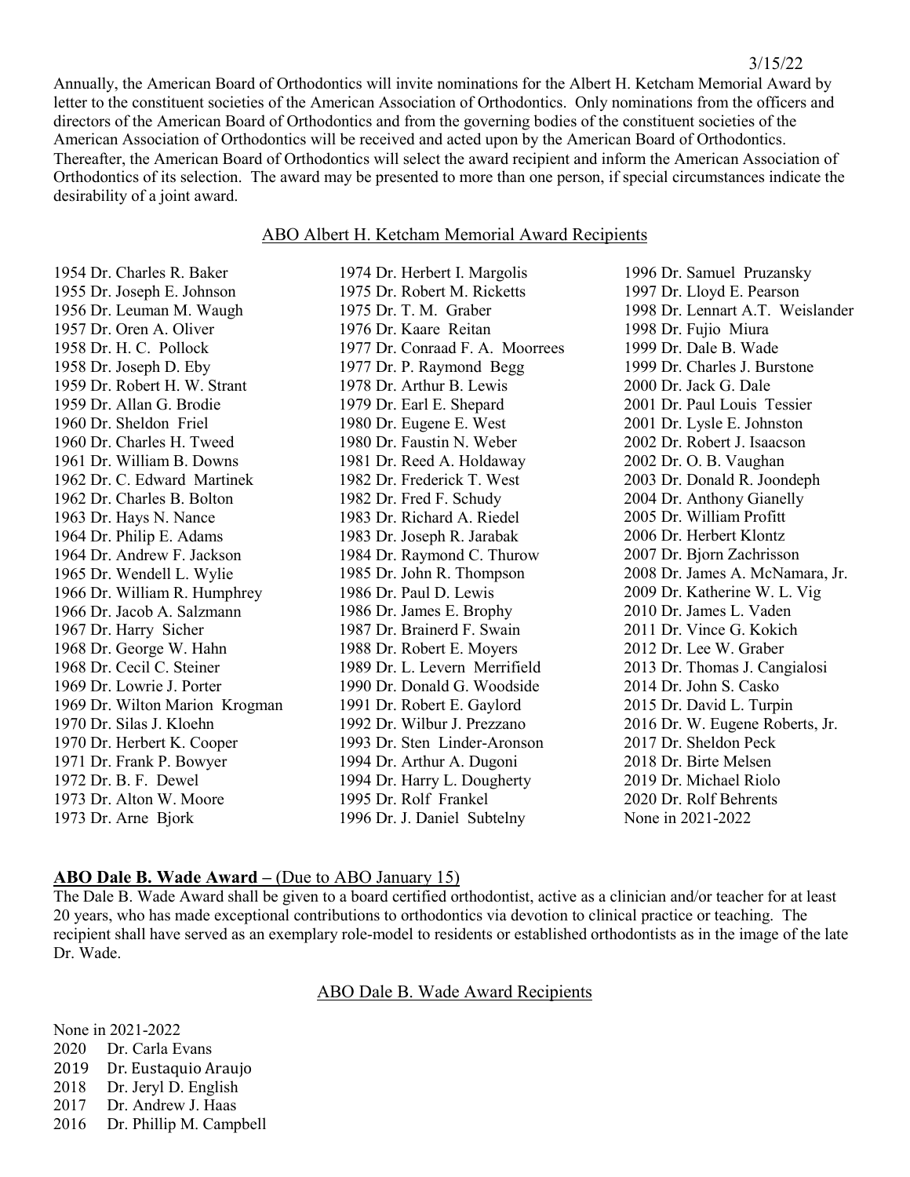3/15/22

Annually, the American Board of Orthodontics will invite nominations for the Albert H. Ketcham Memorial Award by letter to the constituent societies of the American Association of Orthodontics. Only nominations from the officers and directors of the American Board of Orthodontics and from the governing bodies of the constituent societies of the American Association of Orthodontics will be received and acted upon by the American Board of Orthodontics. Thereafter, the American Board of Orthodontics will select the award recipient and inform the American Association of Orthodontics of its selection. The award may be presented to more than one person, if special circumstances indicate the desirability of a joint award.

## ABO Albert H. Ketcham Memorial Award Recipients

1954 Dr. Charles R. Baker
1955 Dr. Joseph E. Johnson
1956 Dr. Leuman M. Waugh
1957 Dr. Oren A. Oliver
1958 Dr. H. C. Pollock
1958 Dr. Joseph D. Eby
1959 Dr. Robert H. W. Strant
1959 Dr. Allan G. Brodie
1960 Dr. Sheldon Friel
1960 Dr. Charles H. Tweed
1961 Dr. William B. Downs
1962 Dr. C. Edward Martinek
1962 Dr. Charles B. Bolton
1963 Dr. Hays N. Nance
1964 Dr. Philip E. Adams
1964 Dr. Andrew F. Jackson
1965 Dr. Wendell L. Wylie
1966 Dr. William R. Humphrey
1966 Dr. Jacob A. Salzmann
1967 Dr. Harry Sicher
1968 Dr. George W. Hahn
1968 Dr. Cecil C. Steiner
1969 Dr. Lowrie J. Porter
1969 Dr. Wilton Marion Krogman
1970 Dr. Silas J. Kloehn
1970 Dr. Herbert K. Cooper
1971 Dr. Frank P. Bowyer
1972 Dr. B. F. Dewel
1973 Dr. Alton W. Moore
1973 Dr. Arne Bjork
1974 Dr. Herbert I. Margolis
1975 Dr. Robert M. Ricketts
1975 Dr. T. M. Graber
1976 Dr. Kaare Reitan
1977 Dr. Conraad F. A. Moorrees
1977 Dr. P. Raymond Begg
1978 Dr. Arthur B. Lewis
1979 Dr. Earl E. Shepard
1980 Dr. Eugene E. West
1980 Dr. Faustin N. Weber
1981 Dr. Reed A. Holdaway
1982 Dr. Frederick T. West
1982 Dr. Fred F. Schudy
1983 Dr. Richard A. Riedel
1983 Dr. Joseph R. Jarabak
1984 Dr. Raymond C. Thurow
1985 Dr. John R. Thompson
1986 Dr. Paul D. Lewis
1986 Dr. James E. Brophy
1987 Dr. Brainerd F. Swain
1988 Dr. Robert E. Moyers
1989 Dr. L. Levern Merrifield
1990 Dr. Donald G. Woodside
1991 Dr. Robert E. Gaylord
1992 Dr. Wilbur J. Prezzano
1993 Dr. Sten Linder-Aronson
1994 Dr. Arthur A. Dugoni
1994 Dr. Harry L. Dougherty
1995 Dr. Rolf Frankel
1996 Dr. J. Daniel Subtelny
1996 Dr. Samuel Pruzansky
1997 Dr. Lloyd E. Pearson
1998 Dr. Lennart A.T. Weislander
1998 Dr. Fujio Miura
1999 Dr. Dale B. Wade
1999 Dr. Charles J. Burstone
2000 Dr. Jack G. Dale
2001 Dr. Paul Louis Tessier
2001 Dr. Lysle E. Johnston
2002 Dr. Robert J. Isaacson
2002 Dr. O. B. Vaughan
2003 Dr. Donald R. Joondeph
2004 Dr. Anthony Gianelly
2005 Dr. William Profitt
2006 Dr. Herbert Klontz
2007 Dr. Bjorn Zachrisson
2008 Dr. James A. McNamara, Jr.
2009 Dr. Katherine W. L. Vig
2010 Dr. James L. Vaden
2011 Dr. Vince G. Kokich
2012 Dr. Lee W. Graber
2013 Dr. Thomas J. Cangialosi
2014 Dr. John S. Casko
2015 Dr. David L. Turpin
2016 Dr. W. Eugene Roberts, Jr.
2017 Dr. Sheldon Peck
2018 Dr. Birte Melsen
2019 Dr. Michael Riolo
2020 Dr. Rolf Behrents
None in 2021-2022

## **ABO Dale B. Wade Award –** (Due to ABO January 15)

The Dale B. Wade Award shall be given to a board certified orthodontist, active as a clinician and/or teacher for at least 20 years, who has made exceptional contributions to orthodontics via devotion to clinical practice or teaching. The recipient shall have served as an exemplary role-model to residents or established orthodontists as in the image of the late Dr. Wade.

## ABO Dale B. Wade Award Recipients

None in 2021-2022
2020 Dr. Carla Evans
2019 Dr. Eustaquio Araujo
2018 Dr. Jeryl D. English
2017 Dr. Andrew J. Haas
2016 Dr. Phillip M. Campbell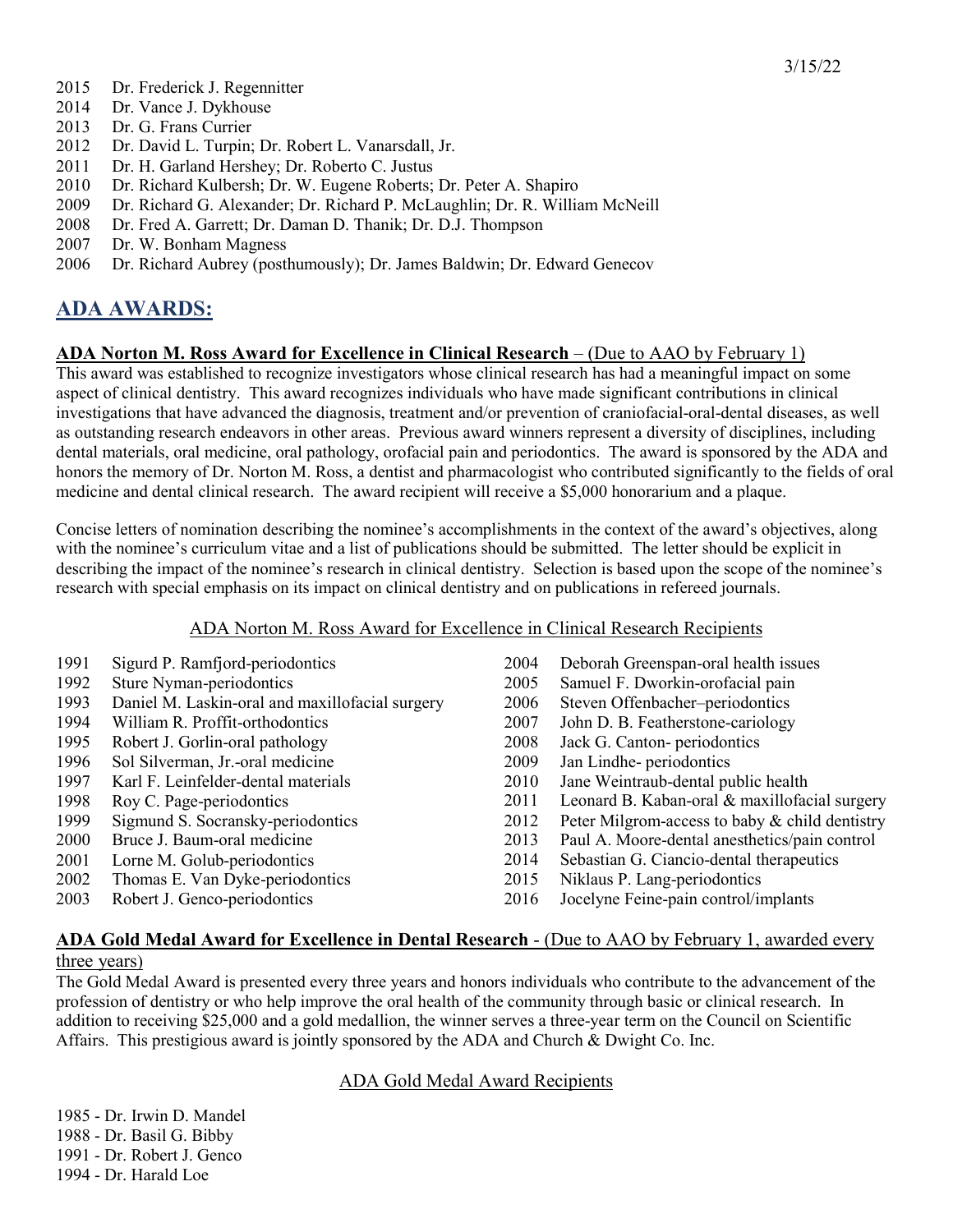2015 Dr. Frederick J. Regennitter
2014 Dr. Vance J. Dykhouse
2013 Dr. G. Frans Currier
2012 Dr. David L. Turpin; Dr. Robert L. Vanarsdall, Jr.
2011 Dr. H. Garland Hershey; Dr. Roberto C. Justus
2010 Dr. Richard Kulbersh; Dr. W. Eugene Roberts; Dr. Peter A. Shapiro
2009 Dr. Richard G. Alexander; Dr. Richard P. McLaughlin; Dr. R. William McNeill
2008 Dr. Fred A. Garrett; Dr. Daman D. Thanik; Dr. D.J. Thompson
2007 Dr. W. Bonham Magness
2006 Dr. Richard Aubrey (posthumously); Dr. James Baldwin; Dr. Edward Genecov

## ADA AWARDS:

**ADA Norton M. Ross Award for Excellence in Clinical Research** – (Due to AAO by February 1)

This award was established to recognize investigators whose clinical research has had a meaningful impact on some aspect of clinical dentistry. This award recognizes individuals who have made significant contributions in clinical investigations that have advanced the diagnosis, treatment and/or prevention of craniofacial-oral-dental diseases, as well as outstanding research endeavors in other areas. Previous award winners represent a diversity of disciplines, including dental materials, oral medicine, oral pathology, orofacial pain and periodontics. The award is sponsored by the ADA and honors the memory of Dr. Norton M. Ross, a dentist and pharmacologist who contributed significantly to the fields of oral medicine and dental clinical research. The award recipient will receive a $5,000 honorarium and a plaque.

Concise letters of nomination describing the nominee's accomplishments in the context of the award's objectives, along with the nominee's curriculum vitae and a list of publications should be submitted. The letter should be explicit in describing the impact of the nominee's research in clinical dentistry. Selection is based upon the scope of the nominee's research with special emphasis on its impact on clinical dentistry and on publications in refereed journals.

ADA Norton M. Ross Award for Excellence in Clinical Research Recipients

1991 Sigurd P. Ramfjord-periodontics
1992 Sture Nyman-periodontics
1993 Daniel M. Laskin-oral and maxillofacial surgery
1994 William R. Proffit-orthodontics
1995 Robert J. Gorlin-oral pathology
1996 Sol Silverman, Jr.-oral medicine
1997 Karl F. Leinfelder-dental materials
1998 Roy C. Page-periodontics
1999 Sigmund S. Socransky-periodontics
2000 Bruce J. Baum-oral medicine
2001 Lorne M. Golub-periodontics
2002 Thomas E. Van Dyke-periodontics
2003 Robert J. Genco-periodontics
2004 Deborah Greenspan-oral health issues
2005 Samuel F. Dworkin-orofacial pain
2006 Steven Offenbacher–periodontics
2007 John D. B. Featherstone-cariology
2008 Jack G. Canton- periodontics
2009 Jan Lindhe- periodontics
2010 Jane Weintraub-dental public health
2011 Leonard B. Kaban-oral & maxillofacial surgery
2012 Peter Milgrom-access to baby & child dentistry
2013 Paul A. Moore-dental anesthetics/pain control
2014 Sebastian G. Ciancio-dental therapeutics
2015 Niklaus P. Lang-periodontics
2016 Jocelyne Feine-pain control/implants

**ADA Gold Medal Award for Excellence in Dental Research** - (Due to AAO by February 1, awarded every three years)

The Gold Medal Award is presented every three years and honors individuals who contribute to the advancement of the profession of dentistry or who help improve the oral health of the community through basic or clinical research. In addition to receiving $25,000 and a gold medallion, the winner serves a three-year term on the Council on Scientific Affairs. This prestigious award is jointly sponsored by the ADA and Church & Dwight Co. Inc.

ADA Gold Medal Award Recipients

1985 - Dr. Irwin D. Mandel
1988 - Dr. Basil G. Bibby
1991 - Dr. Robert J. Genco
1994 - Dr. Harald Loe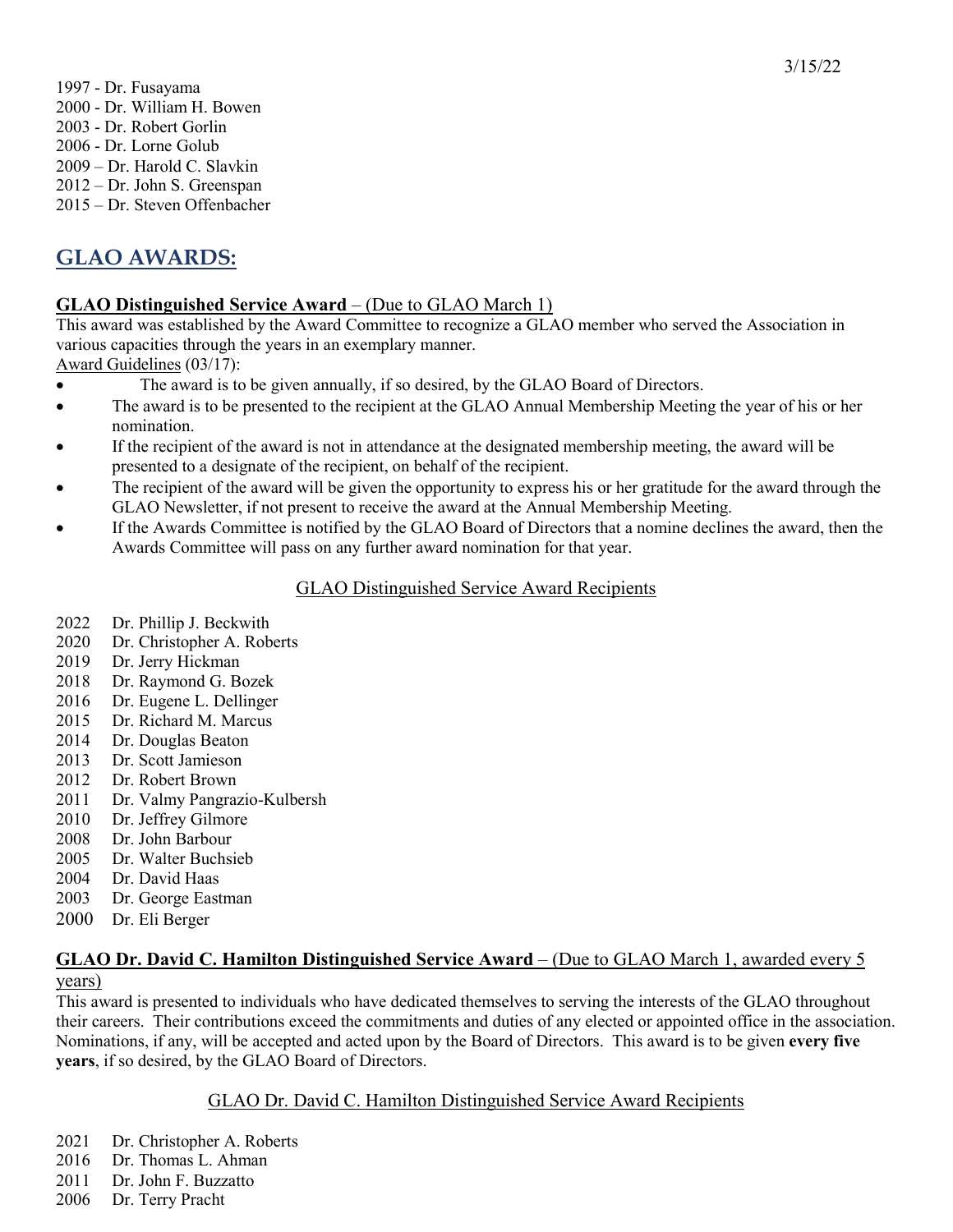1997 - Dr. Fusayama
2000 - Dr. William H. Bowen
2003 - Dr. Robert Gorlin
2006 - Dr. Lorne Golub
2009 – Dr. Harold C. Slavkin
2012 – Dr. John S. Greenspan
2015 – Dr. Steven Offenbacher

## GLAO AWARDS:

**GLAO Distinguished Service Award** – (Due to GLAO March 1)

This award was established by the Award Committee to recognize a GLAO member who served the Association in various capacities through the years in an exemplary manner.

Award Guidelines (03/17):

- The award is to be given annually, if so desired, by the GLAO Board of Directors.
- The award is to be presented to the recipient at the GLAO Annual Membership Meeting the year of his or her nomination.
- If the recipient of the award is not in attendance at the designated membership meeting, the award will be presented to a designate of the recipient, on behalf of the recipient.
- The recipient of the award will be given the opportunity to express his or her gratitude for the award through the GLAO Newsletter, if not present to receive the award at the Annual Membership Meeting.
- If the Awards Committee is notified by the GLAO Board of Directors that a nomine declines the award, then the Awards Committee will pass on any further award nomination for that year.

GLAO Distinguished Service Award Recipients

2022 Dr. Phillip J. Beckwith
2020 Dr. Christopher A. Roberts
2019 Dr. Jerry Hickman
2018 Dr. Raymond G. Bozek
2016 Dr. Eugene L. Dellinger
2015 Dr. Richard M. Marcus
2014 Dr. Douglas Beaton
2013 Dr. Scott Jamieson
2012 Dr. Robert Brown
2011 Dr. Valmy Pangrazio-Kulbersh
2010 Dr. Jeffrey Gilmore
2008 Dr. John Barbour
2005 Dr. Walter Buchsieb
2004 Dr. David Haas
2003 Dr. George Eastman
2000 Dr. Eli Berger

**GLAO Dr. David C. Hamilton Distinguished Service Award** – (Due to GLAO March 1, awarded every 5 years)

This award is presented to individuals who have dedicated themselves to serving the interests of the GLAO throughout their careers. Their contributions exceed the commitments and duties of any elected or appointed office in the association. Nominations, if any, will be accepted and acted upon by the Board of Directors. This award is to be given **every five years**, if so desired, by the GLAO Board of Directors.

GLAO Dr. David C. Hamilton Distinguished Service Award Recipients

2021 Dr. Christopher A. Roberts
2016 Dr. Thomas L. Ahman
2011 Dr. John F. Buzzatto
2006 Dr. Terry Pracht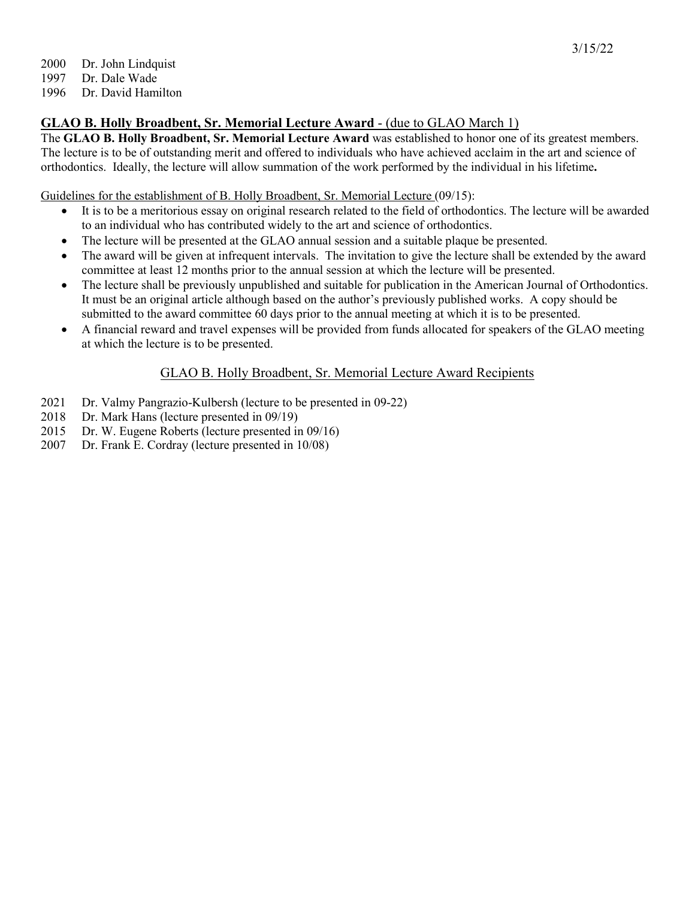2000 Dr. John Lindquist
1997 Dr. Dale Wade
1996 Dr. David Hamilton

## **GLAO B. Holly Broadbent, Sr. Memorial Lecture Award** - (due to GLAO March 1)

The **GLAO B. Holly Broadbent, Sr. Memorial Lecture Award** was established to honor one of its greatest members. The lecture is to be of outstanding merit and offered to individuals who have achieved acclaim in the art and science of orthodontics. Ideally, the lecture will allow summation of the work performed by the individual in his lifetime**.**

Guidelines for the establishment of B. Holly Broadbent, Sr. Memorial Lecture (09/15):

- It is to be a meritorious essay on original research related to the field of orthodontics. The lecture will be awarded to an individual who has contributed widely to the art and science of orthodontics.
- The lecture will be presented at the GLAO annual session and a suitable plaque be presented.
- The award will be given at infrequent intervals. The invitation to give the lecture shall be extended by the award committee at least 12 months prior to the annual session at which the lecture will be presented.
- The lecture shall be previously unpublished and suitable for publication in the American Journal of Orthodontics. It must be an original article although based on the author's previously published works. A copy should be submitted to the award committee 60 days prior to the annual meeting at which it is to be presented.
- A financial reward and travel expenses will be provided from funds allocated for speakers of the GLAO meeting at which the lecture is to be presented.

### GLAO B. Holly Broadbent, Sr. Memorial Lecture Award Recipients

2021 Dr. Valmy Pangrazio-Kulbersh (lecture to be presented in 09-22)
2018 Dr. Mark Hans (lecture presented in 09/19)
2015 Dr. W. Eugene Roberts (lecture presented in 09/16)
2007 Dr. Frank E. Cordray (lecture presented in 10/08)